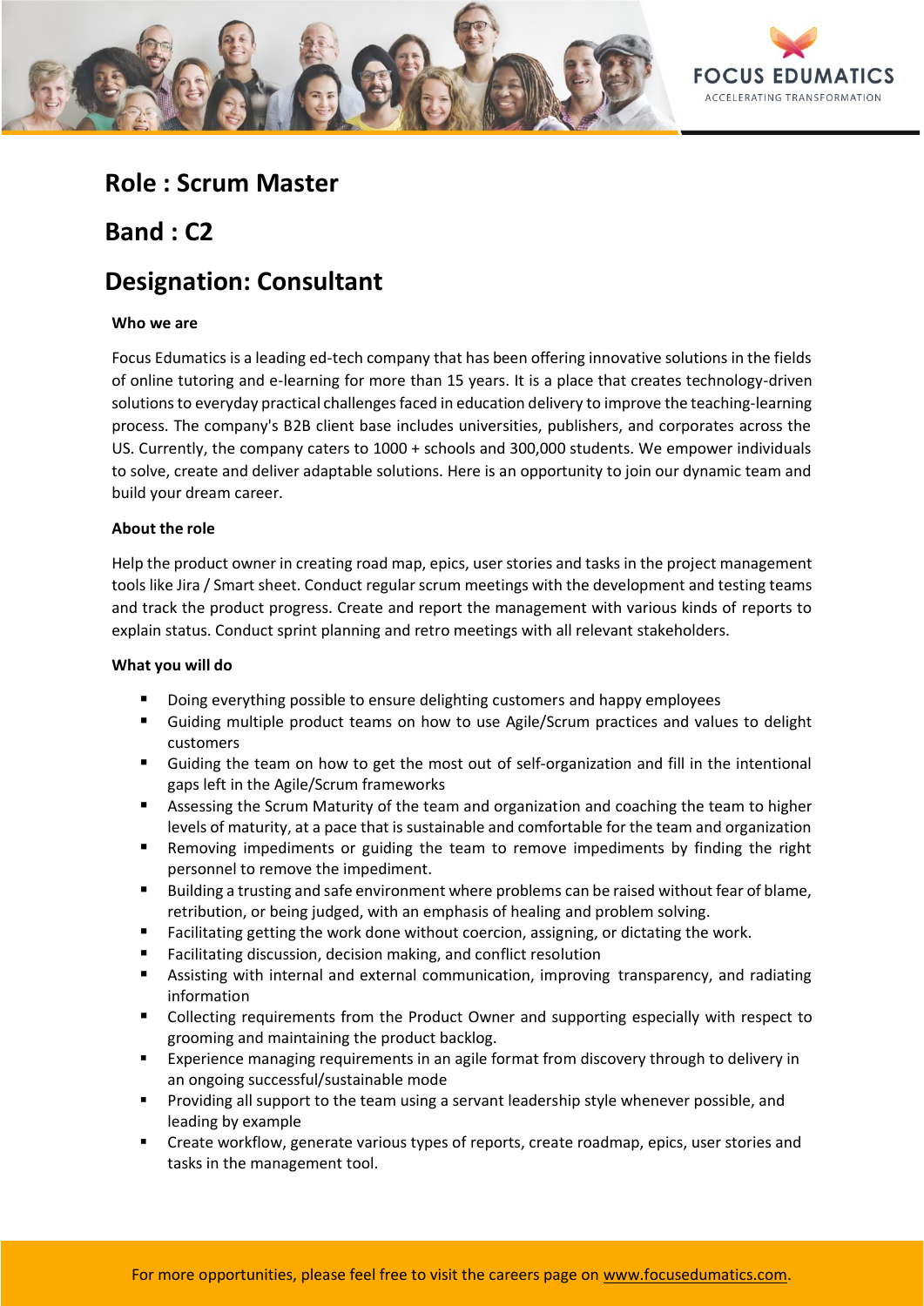FOCUS EDUMATICS
ACCELERATING TRANSFORMATION

# Role : Scrum Master

# Band : C2

# Designation: Consultant

**Who we are**

Focus Edumatics is a leading ed-tech company that has been offering innovative solutions in the fields of online tutoring and e-learning for more than 15 years. It is a place that creates technology-driven solutions to everyday practical challenges faced in education delivery to improve the teaching-learning process. The company's B2B client base includes universities, publishers, and corporates across the US. Currently, the company caters to 1000 + schools and 300,000 students. We empower individuals to solve, create and deliver adaptable solutions. Here is an opportunity to join our dynamic team and build your dream career.

**About the role**

Help the product owner in creating road map, epics, user stories and tasks in the project management tools like Jira / Smart sheet. Conduct regular scrum meetings with the development and testing teams and track the product progress. Create and report the management with various kinds of reports to explain status. Conduct sprint planning and retro meetings with all relevant stakeholders.

**What you will do**

- Doing everything possible to ensure delighting customers and happy employees
- Guiding multiple product teams on how to use Agile/Scrum practices and values to delight customers
- Guiding the team on how to get the most out of self-organization and fill in the intentional gaps left in the Agile/Scrum frameworks
- Assessing the Scrum Maturity of the team and organization and coaching the team to higher levels of maturity, at a pace that is sustainable and comfortable for the team and organization
- Removing impediments or guiding the team to remove impediments by finding the right personnel to remove the impediment.
- Building a trusting and safe environment where problems can be raised without fear of blame, retribution, or being judged, with an emphasis of healing and problem solving.
- Facilitating getting the work done without coercion, assigning, or dictating the work.
- Facilitating discussion, decision making, and conflict resolution
- Assisting with internal and external communication, improving transparency, and radiating information
- Collecting requirements from the Product Owner and supporting especially with respect to grooming and maintaining the product backlog.
- Experience managing requirements in an agile format from discovery through to delivery in an ongoing successful/sustainable mode
- Providing all support to the team using a servant leadership style whenever possible, and leading by example
- Create workflow, generate various types of reports, create roadmap, epics, user stories and tasks in the management tool.

For more opportunities, please feel free to visit the careers page on www.focusedumatics.com.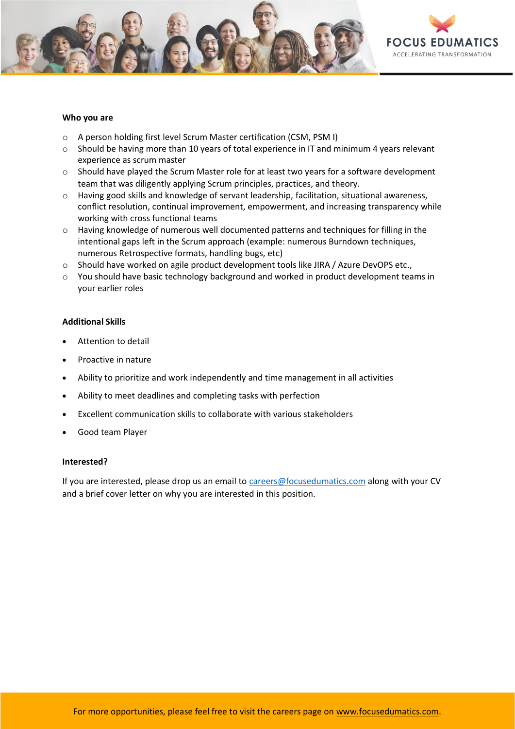**Who you are**

- A person holding first level Scrum Master certification (CSM, PSM I)
- Should be having more than 10 years of total experience in IT and minimum 4 years relevant experience as scrum master
- Should have played the Scrum Master role for at least two years for a software development team that was diligently applying Scrum principles, practices, and theory.
- Having good skills and knowledge of servant leadership, facilitation, situational awareness, conflict resolution, continual improvement, empowerment, and increasing transparency while working with cross functional teams
- Having knowledge of numerous well documented patterns and techniques for filling in the intentional gaps left in the Scrum approach (example: numerous Burndown techniques, numerous Retrospective formats, handling bugs, etc)
- Should have worked on agile product development tools like JIRA / Azure DevOPS etc.,
- You should have basic technology background and worked in product development teams in your earlier roles

**Additional Skills**

- Attention to detail
- Proactive in nature
- Ability to prioritize and work independently and time management in all activities
- Ability to meet deadlines and completing tasks with perfection
- Excellent communication skills to collaborate with various stakeholders
- Good team Player

**Interested?**

If you are interested, please drop us an email to careers@focusedumatics.com along with your CV and a brief cover letter on why you are interested in this position.

For more opportunities, please feel free to visit the careers page on www.focusedumatics.com.